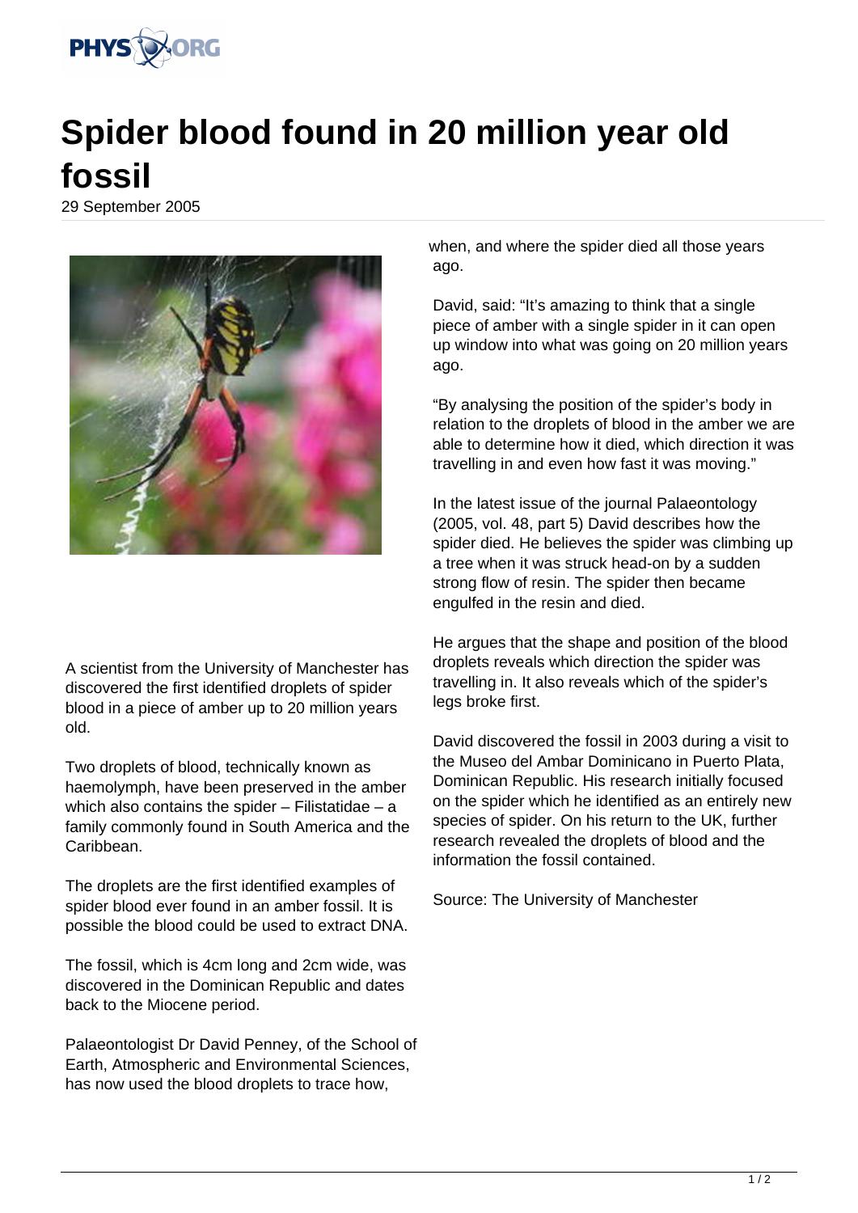# Spider blood found in 20 million year old fossil

29 September 2005

A scientist from the University of Manchester has discovered the first identified droplets of spider blood in a piece of amber up to 20 million years old.

Two droplets of blood, technically known as haemolymph, have been preserved in the amber which also contains the spider – Filistatidae – a family commonly found in South America and the Caribbean.

The droplets are the first identified examples of spider blood ever found in an amber fossil. It is possible the blood could be used to extract DNA.

The fossil, which is 4cm long and 2cm wide, was discovered in the Dominican Republic and dates back to the Miocene period.

Palaeontologist Dr David Penney, of the School of Earth, Atmospheric and Environmental Sciences, has now used the blood droplets to trace how, when, and where the spider died all those years ago.

David, said: "It's amazing to think that a single piece of amber with a single spider in it can open up window into what was going on 20 million years ago.

"By analysing the position of the spider's body in relation to the droplets of blood in the amber we are able to determine how it died, which direction it was travelling in and even how fast it was moving."

In the latest issue of the journal Palaeontology (2005, vol. 48, part 5) David describes how the spider died. He believes the spider was climbing up a tree when it was struck head-on by a sudden strong flow of resin. The spider then became engulfed in the resin and died.

He argues that the shape and position of the blood droplets reveals which direction the spider was travelling in. It also reveals which of the spider's legs broke first.

David discovered the fossil in 2003 during a visit to the Museo del Ambar Dominicano in Puerto Plata, Dominican Republic. His research initially focused on the spider which he identified as an entirely new species of spider. On his return to the UK, further research revealed the droplets of blood and the information the fossil contained.

Source: The University of Manchester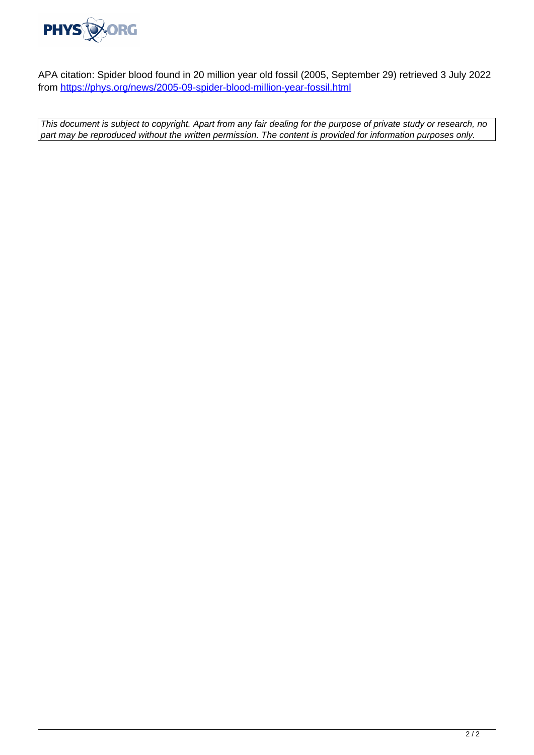APA citation: Spider blood found in 20 million year old fossil (2005, September 29) retrieved 3 July 2022 from https://phys.org/news/2005-09-spider-blood-million-year-fossil.html

*This document is subject to copyright. Apart from any fair dealing for the purpose of private study or research, no part may be reproduced without the written permission. The content is provided for information purposes only.*